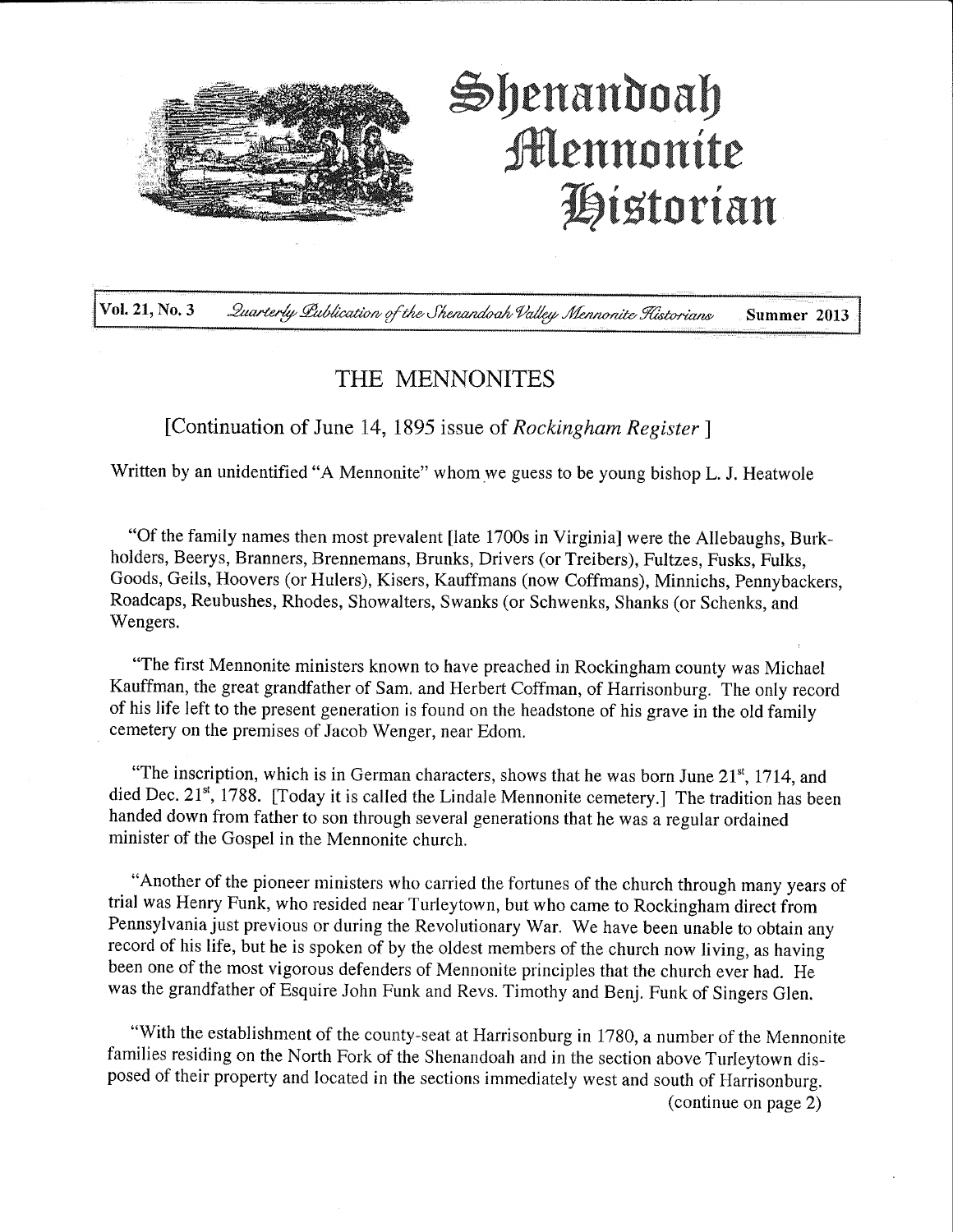# Shenandoah Mennonite Historian

**Vol. 21, No. 3** *Quarterly Publication of the Shenandoah Valley Mennonite Historians* **Summer 2013**

## THE MENNONITES

### [Continuation of June 14, 1895 issue of *Rockingham Register* ]

Written by an unidentified "A Mennonite" whom we guess to be young bishop L. J. Heatwole

"Of the family names then most prevalent [late 1700s in Virginia] were the Allebaughs, Burkholders, Beerys, Branners, Brennemans, Brunks, Drivers (or Treibers), Fultzes, Fusks, Fulks, Goods, Geils, Hoovers (or Hulers), Kisers, Kauffmans (now Coffmans), Minnichs, Pennybackers, Roadcaps, Reubushes, Rhodes, Showalters, Swanks (or Schwenks, Shanks (or Schenks, and Wengers.

"The first Mennonite ministers known to have preached in Rockingham county was Michael Kauffman, the great grandfather of Sam. and Herbert Coffman, of Harrisonburg. The only record of his life left to the present generation is found on the headstone of his grave in the old family cemetery on the premises of Jacob Wenger, near Edom.

"The inscription, which is in German characters, shows that he was born June 21st, 1714, and died Dec. 21st, 1788. [Today it is called the Lindale Mennonite cemetery.] The tradition has been handed down from father to son through several generations that he was a regular ordained minister of the Gospel in the Mennonite church.

"Another of the pioneer ministers who carried the fortunes of the church through many years of trial was Henry Funk, who resided near Turleytown, but who came to Rockingham direct from Pennsylvania just previous or during the Revolutionary War. We have been unable to obtain any record of his life, but he is spoken of by the oldest members of the church now living, as having been one of the most vigorous defenders of Mennonite principles that the church ever had. He was the grandfather of Esquire John Funk and Revs. Timothy and Benj. Funk of Singers Glen.

"With the establishment of the county-seat at Harrisonburg in 1780, a number of the Mennonite families residing on the North Fork of the Shenandoah and in the section above Turleytown disposed of their property and located in the sections immediately west and south of Harrisonburg.

(continue on page 2)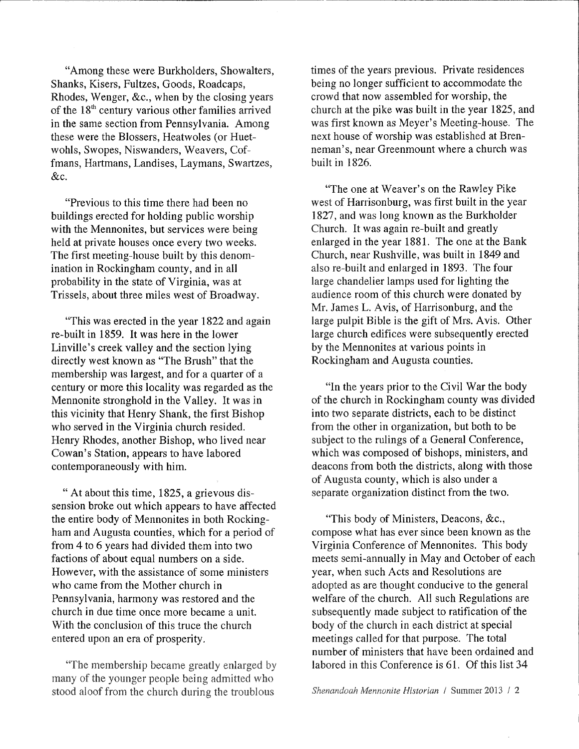"Among these were Burkholders, Showalters, Shanks, Kisers, Fultzes, Goods, Roadcaps, Rhodes, Wenger, &c., when by the closing years of the 18th century various other families arrived in the same section from Pennsylvania. Among these were the Blossers, Heatwoles (or Huetwohls, Swopes, Niswanders, Weavers, Coffmans, Hartmans, Landises, Laymans, Swartzes, &c.

"Previous to this time there had been no buildings erected for holding public worship with the Mennonites, but services were being held at private houses once every two weeks. The first meeting-house built by this denomination in Rockingham county, and in all probability in the state of Virginia, was at Trissels, about three miles west of Broadway.

"This was erected in the year 1822 and again re-built in 1859. It was here in the lower Linville's creek valley and the section lying directly west known as "The Brush" that the membership was largest, and for a quarter of a century or more this locality was regarded as the Mennonite stronghold in the Valley. It was in this vicinity that Henry Shank, the first Bishop who served in the Virginia church resided. Henry Rhodes, another Bishop, who lived near Cowan's Station, appears to have labored contemporaneously with him.

" At about this time, 1825, a grievous dissension broke out which appears to have affected the entire body of Mennonites in both Rockingham and Augusta counties, which for a period of from 4 to 6 years had divided them into two factions of about equal numbers on a side. However, with the assistance of some ministers who came from the Mother church in Pennsylvania, harmony was restored and the church in due time once more became a unit. With the conclusion of this truce the church entered upon an era of prosperity.

"The membership became greatly enlarged by many of the younger people being admitted who stood aloof from the church during the troublous times of the years previous. Private residences being no longer sufficient to accommodate the crowd that now assembled for worship, the church at the pike was built in the year 1825, and was first known as Meyer's Meeting-house. The next house of worship was established at Brenneman's, near Greenmount where a church was built in 1826.

"The one at Weaver's on the Rawley Pike west of Harrisonburg, was first built in the year 1827, and was long known as the Burkholder Church. It was again re-built and greatly enlarged in the year 1881. The one at the Bank Church, near Rushville, was built in 1849 and also re-built and enlarged in 1893. The four large chandelier lamps used for lighting the audience room of this church were donated by Mr. James L. Avis, of Harrisonburg, and the large pulpit Bible is the gift of Mrs. Avis. Other large church edifices were subsequently erected by the Mennonites at various points in Rockingham and Augusta counties.

"In the years prior to the Civil War the body of the church in Rockingham county was divided into two separate districts, each to be distinct from the other in organization, but both to be subject to the rulings of a General Conference, which was composed of bishops, ministers, and deacons from both the districts, along with those of Augusta county, which is also under a separate organization distinct from the two.

"This body of Ministers, Deacons, &c., compose what has ever since been known as the Virginia Conference of Mennonites. This body meets semi-annually in May and October of each year, when such Acts and Resolutions are adopted as are thought conducive to the general welfare of the church. All such Regulations are subsequently made subject to ratification of the body of the church in each district at special meetings called for that purpose. The total number of ministers that have been ordained and labored in this Conference is 61. Of this list 34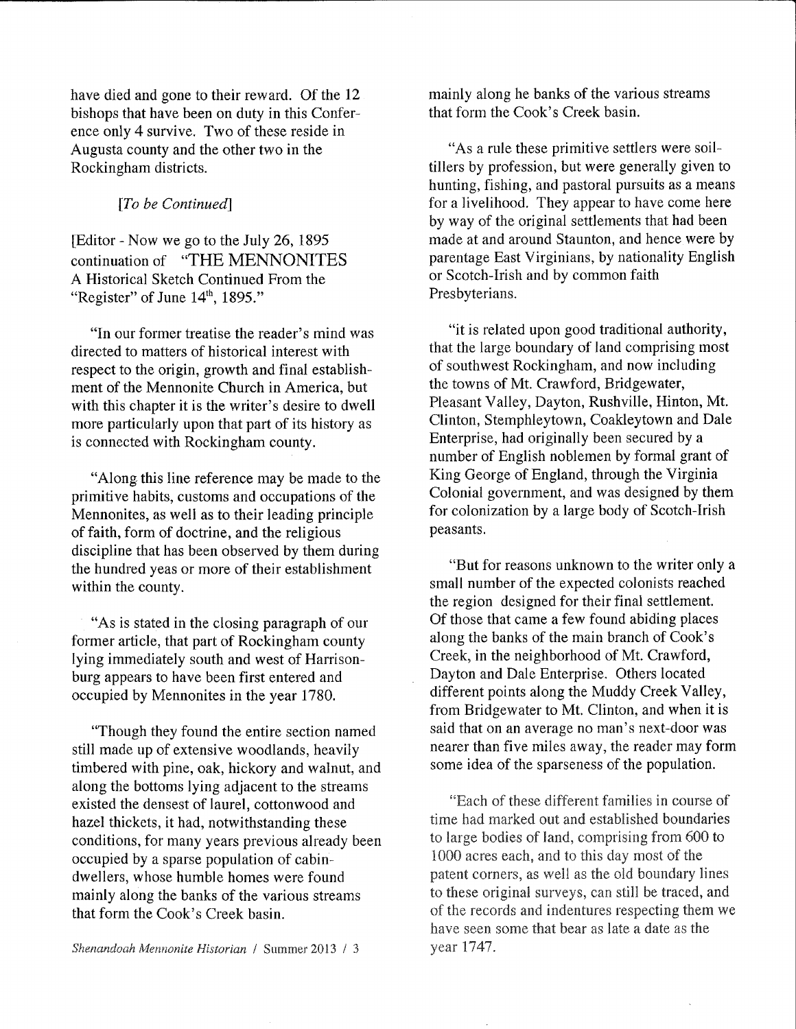have died and gone to their reward. Of the 12 bishops that have been on duty in this Conference only 4 survive. Two of these reside in Augusta county and the other two in the Rockingham districts.

*[To be Continued]*

[Editor - Now we go to the July 26, 1895 continuation of "THE MENNONITES A Historical Sketch Continued From the "Register" of June 14th, 1895."

"In our former treatise the reader's mind was directed to matters of historical interest with respect to the origin, growth and final establishment of the Mennonite Church in America, but with this chapter it is the writer's desire to dwell more particularly upon that part of its history as is connected with Rockingham county.

"Along this line reference may be made to the primitive habits, customs and occupations of the Mennonites, as well as to their leading principle of faith, form of doctrine, and the religious discipline that has been observed by them during the hundred yeas or more of their establishment within the county.

"As is stated in the closing paragraph of our former article, that part of Rockingham county lying immediately south and west of Harrisonburg appears to have been first entered and occupied by Mennonites in the year 1780.

"Though they found the entire section named still made up of extensive woodlands, heavily timbered with pine, oak, hickory and walnut, and along the bottoms lying adjacent to the streams existed the densest of laurel, cottonwood and hazel thickets, it had, notwithstanding these conditions, for many years previous already been occupied by a sparse population of cabin-dwellers, whose humble homes were found mainly along the banks of the various streams that form the Cook's Creek basin.

"As a rule these primitive settlers were soil-tillers by profession, but were generally given to hunting, fishing, and pastoral pursuits as a means for a livelihood. They appear to have come here by way of the original settlements that had been made at and around Staunton, and hence were by parentage East Virginians, by nationality English or Scotch-Irish and by common faith Presbyterians.

"it is related upon good traditional authority, that the large boundary of land comprising most of southwest Rockingham, and now including the towns of Mt. Crawford, Bridgewater, Pleasant Valley, Dayton, Rushville, Hinton, Mt. Clinton, Stemphleytown, Coakleytown and Dale Enterprise, had originally been secured by a number of English noblemen by formal grant of King George of England, through the Virginia Colonial government, and was designed by them for colonization by a large body of Scotch-Irish peasants.

"But for reasons unknown to the writer only a small number of the expected colonists reached the region designed for their final settlement. Of those that came a few found abiding places along the banks of the main branch of Cook's Creek, in the neighborhood of Mt. Crawford, Dayton and Dale Enterprise. Others located different points along the Muddy Creek Valley, from Bridgewater to Mt. Clinton, and when it is said that on an average no man's next-door was nearer than five miles away, the reader may form some idea of the sparseness of the population.

"Each of these different families in course of time had marked out and established boundaries to large bodies of land, comprising from 600 to 1000 acres each, and to this day most of the patent corners, as well as the old boundary lines to these original surveys, can still be traced, and of the records and indentures respecting them we have seen some that bear as late a date as the year 1747.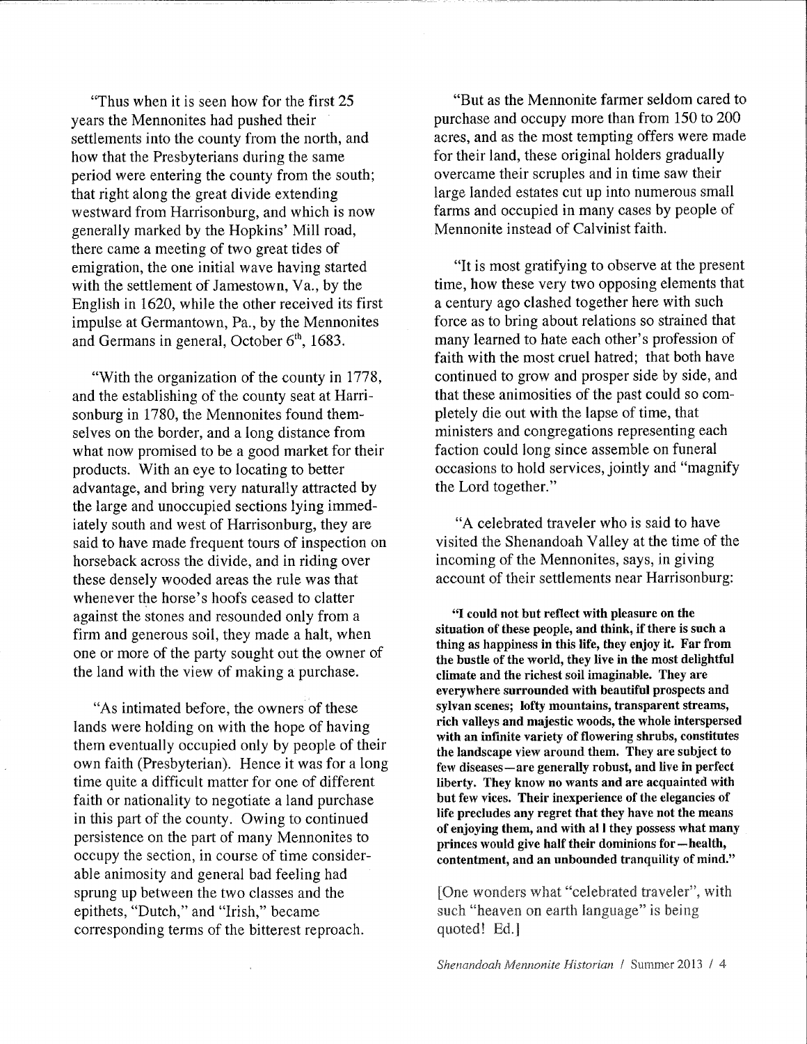"Thus when it is seen how for the first 25 years the Mennonites had pushed their settlements into the county from the north, and how that the Presbyterians during the same period were entering the county from the south; that right along the great divide extending westward from Harrisonburg, and which is now generally marked by the Hopkins' Mill road, there came a meeting of two great tides of emigration, the one initial wave having started with the settlement of Jamestown, Va., by the English in 1620, while the other received its first impulse at Germantown, Pa., by the Mennonites and Germans in general, October 6th, 1683.

"With the organization of the county in 1778, and the establishing of the county seat at Harrisonburg in 1780, the Mennonites found themselves on the border, and a long distance from what now promised to be a good market for their products. With an eye to locating to better advantage, and bring very naturally attracted by the large and unoccupied sections lying immediately south and west of Harrisonburg, they are said to have made frequent tours of inspection on horseback across the divide, and in riding over these densely wooded areas the rule was that whenever the horse's hoofs ceased to clatter against the stones and resounded only from a firm and generous soil, they made a halt, when one or more of the party sought out the owner of the land with the view of making a purchase.

"As intimated before, the owners of these lands were holding on with the hope of having them eventually occupied only by people of their own faith (Presbyterian). Hence it was for a long time quite a difficult matter for one of different faith or nationality to negotiate a land purchase in this part of the county. Owing to continued persistence on the part of many Mennonites to occupy the section, in course of time considerable animosity and general bad feeling had sprung up between the two classes and the epithets, "Dutch," and "Irish," became corresponding terms of the bitterest reproach.

"But as the Mennonite farmer seldom cared to purchase and occupy more than from 150 to 200 acres, and as the most tempting offers were made for their land, these original holders gradually overcame their scruples and in time saw their large landed estates cut up into numerous small farms and occupied in many cases by people of Mennonite instead of Calvinist faith.

"It is most gratifying to observe at the present time, how these very two opposing elements that a century ago clashed together here with such force as to bring about relations so strained that many learned to hate each other's profession of faith with the most cruel hatred; that both have continued to grow and prosper side by side, and that these animosities of the past could so completely die out with the lapse of time, that ministers and congregations representing each faction could long since assemble on funeral occasions to hold services, jointly and "magnify the Lord together."

"A celebrated traveler who is said to have visited the Shenandoah Valley at the time of the incoming of the Mennonites, says, in giving account of their settlements near Harrisonburg:

> **"I could not but reflect with pleasure on the situation of these people, and think, if there is such a thing as happiness in this life, they enjoy it. Far from the bustle of the world, they live in the most delightful climate and the richest soil imaginable. They are everywhere surrounded with beautiful prospects and sylvan scenes; lofty mountains, transparent streams, rich valleys and majestic woods, the whole interspersed with an infinite variety of flowering shrubs, constitutes the landscape view around them. They are subject to few diseases—are generally robust, and live in perfect liberty. They know no wants and are acquainted with but few vices. Their inexperience of the elegancies of life precludes any regret that they have not the means of enjoying them, and with al l they possess what many princes would give half their dominions for—health, contentment, and an unbounded tranquility of mind."**

[One wonders what "celebrated traveler", with such "heaven on earth language" is being quoted! Ed.]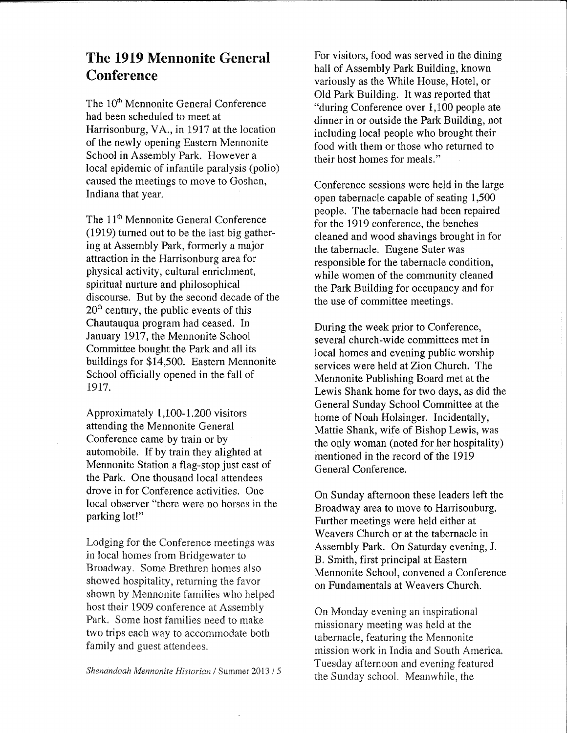# The 1919 Mennonite General Conference

The 10th Mennonite General Conference had been scheduled to meet at Harrisonburg, VA., in 1917 at the location of the newly opening Eastern Mennonite School in Assembly Park. However a local epidemic of infantile paralysis (polio) caused the meetings to move to Goshen, Indiana that year.

The 11th Mennonite General Conference (1919) turned out to be the last big gathering at Assembly Park, formerly a major attraction in the Harrisonburg area for physical activity, cultural enrichment, spiritual nurture and philosophical discourse. But by the second decade of the 20th century, the public events of this Chautauqua program had ceased. In January 1917, the Mennonite School Committee bought the Park and all its buildings for $14,500. Eastern Mennonite School officially opened in the fall of 1917.

Approximately 1,100-1,200 visitors attending the Mennonite General Conference came by train or by automobile. If by train they alighted at Mennonite Station a flag-stop just east of the Park. One thousand local attendees drove in for Conference activities. One local observer "there were no horses in the parking lot!"

Lodging for the Conference meetings was in local homes from Bridgewater to Broadway. Some Brethren homes also showed hospitality, returning the favor shown by Mennonite families who helped host their 1909 conference at Assembly Park. Some host families need to make two trips each way to accommodate both family and guest attendees.

For visitors, food was served in the dining hall of Assembly Park Building, known variously as the While House, Hotel, or Old Park Building. It was reported that "during Conference over 1,100 people ate dinner in or outside the Park Building, not including local people who brought their food with them or those who returned to their host homes for meals."

Conference sessions were held in the large open tabernacle capable of seating 1,500 people. The tabernacle had been repaired for the 1919 conference, the benches cleaned and wood shavings brought in for the tabernacle. Eugene Suter was responsible for the tabernacle condition, while women of the community cleaned the Park Building for occupancy and for the use of committee meetings.

During the week prior to Conference, several church-wide committees met in local homes and evening public worship services were held at Zion Church. The Mennonite Publishing Board met at the Lewis Shank home for two days, as did the General Sunday School Committee at the home of Noah Holsinger. Incidentally, Mattie Shank, wife of Bishop Lewis, was the only woman (noted for her hospitality) mentioned in the record of the 1919 General Conference.

On Sunday afternoon these leaders left the Broadway area to move to Harrisonburg. Further meetings were held either at Weavers Church or at the tabernacle in Assembly Park. On Saturday evening, J. B. Smith, first principal at Eastern Mennonite School, convened a Conference on Fundamentals at Weavers Church.

On Monday evening an inspirational missionary meeting was held at the tabernacle, featuring the Mennonite mission work in India and South America. Tuesday afternoon and evening featured the Sunday school. Meanwhile, the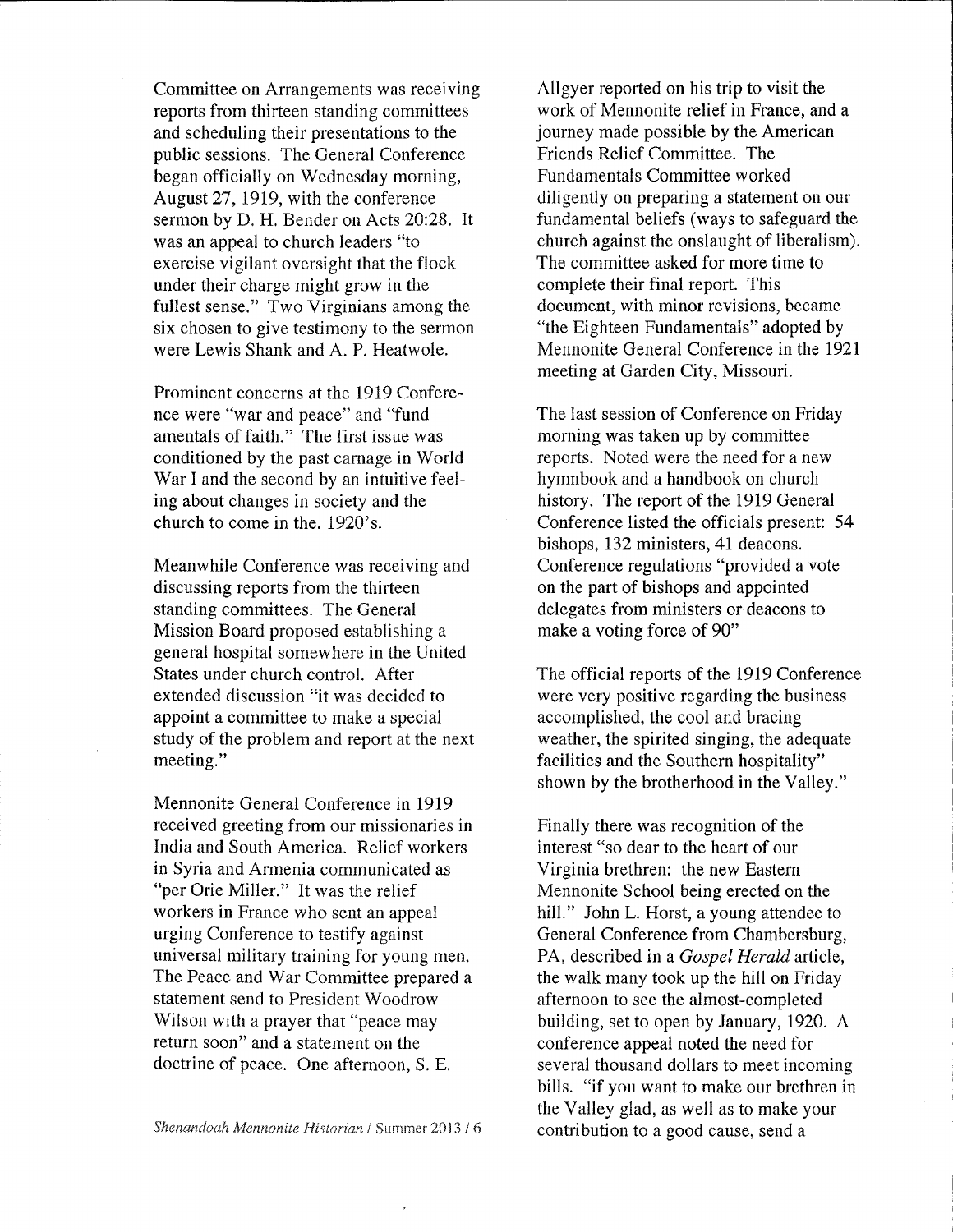Committee on Arrangements was receiving reports from thirteen standing committees and scheduling their presentations to the public sessions. The General Conference began officially on Wednesday morning, August 27, 1919, with the conference sermon by D. H. Bender on Acts 20:28. It was an appeal to church leaders "to exercise vigilant oversight that the flock under their charge might grow in the fullest sense." Two Virginians among the six chosen to give testimony to the sermon were Lewis Shank and A. P. Heatwole.

Prominent concerns at the 1919 Conference were "war and peace" and "fundamentals of faith." The first issue was conditioned by the past carnage in World War I and the second by an intuitive feeling about changes in society and the church to come in the. 1920's.

Meanwhile Conference was receiving and discussing reports from the thirteen standing committees. The General Mission Board proposed establishing a general hospital somewhere in the United States under church control. After extended discussion "it was decided to appoint a committee to make a special study of the problem and report at the next meeting."

Mennonite General Conference in 1919 received greeting from our missionaries in India and South America. Relief workers in Syria and Armenia communicated as "per Orie Miller." It was the relief workers in France who sent an appeal urging Conference to testify against universal military training for young men. The Peace and War Committee prepared a statement send to President Woodrow Wilson with a prayer that "peace may return soon" and a statement on the doctrine of peace. One afternoon, S. E. Allgyer reported on his trip to visit the work of Mennonite relief in France, and a journey made possible by the American Friends Relief Committee. The Fundamentals Committee worked diligently on preparing a statement on our fundamental beliefs (ways to safeguard the church against the onslaught of liberalism). The committee asked for more time to complete their final report. This document, with minor revisions, became "the Eighteen Fundamentals" adopted by Mennonite General Conference in the 1921 meeting at Garden City, Missouri.

The last session of Conference on Friday morning was taken up by committee reports. Noted were the need for a new hymnbook and a handbook on church history. The report of the 1919 General Conference listed the officials present: 54 bishops, 132 ministers, 41 deacons. Conference regulations "provided a vote on the part of bishops and appointed delegates from ministers or deacons to make a voting force of 90"

The official reports of the 1919 Conference were very positive regarding the business accomplished, the cool and bracing weather, the spirited singing, the adequate facilities and the Southern hospitality" shown by the brotherhood in the Valley."

Finally there was recognition of the interest "so dear to the heart of our Virginia brethren: the new Eastern Mennonite School being erected on the hill." John L. Horst, a young attendee to General Conference from Chambersburg, PA, described in a *Gospel Herald* article, the walk many took up the hill on Friday afternoon to see the almost-completed building, set to open by January, 1920. A conference appeal noted the need for several thousand dollars to meet incoming bills. "if you want to make our brethren in the Valley glad, as well as to make your contribution to a good cause, send a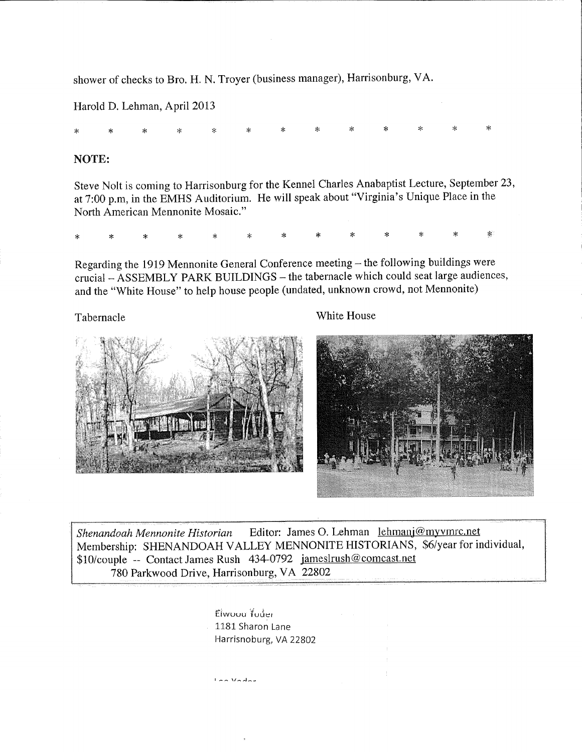shower of checks to Bro. H. N. Troyer (business manager), Harrisonburg, VA.

Harold D. Lehman, April 2013

\* \* \* \* \* \* \* \* \* \* \* \* \*

**NOTE:**

Steve Nolt is coming to Harrisonburg for the Kennel Charles Anabaptist Lecture, September 23, at 7:00 p.m, in the EMHS Auditorium. He will speak about "Virginia's Unique Place in the North American Mennonite Mosaic."

\* \* \* \* \* \* \* \* \* \* \* \* \*

Regarding the 1919 Mennonite General Conference meeting – the following buildings were crucial – ASSEMBLY PARK BUILDINGS – the tabernacle which could seat large audiences, and the "White House" to help house people (undated, unknown crowd, not Mennonite)

Tabernacle

White House

*Shenandoah Mennonite Historian* Editor: James O. Lehman lehmanj@myvmrc.net
Membership: SHENANDOAH VALLEY MENNONITE HISTORIANS, $6/year for individual, $10/couple -- Contact James Rush 434-0792 jameslrush@comcast.net
780 Parkwood Drive, Harrisonburg, VA 22802

Elwood Yoder
1181 Sharon Lane
Harrisnoburg, VA 22802